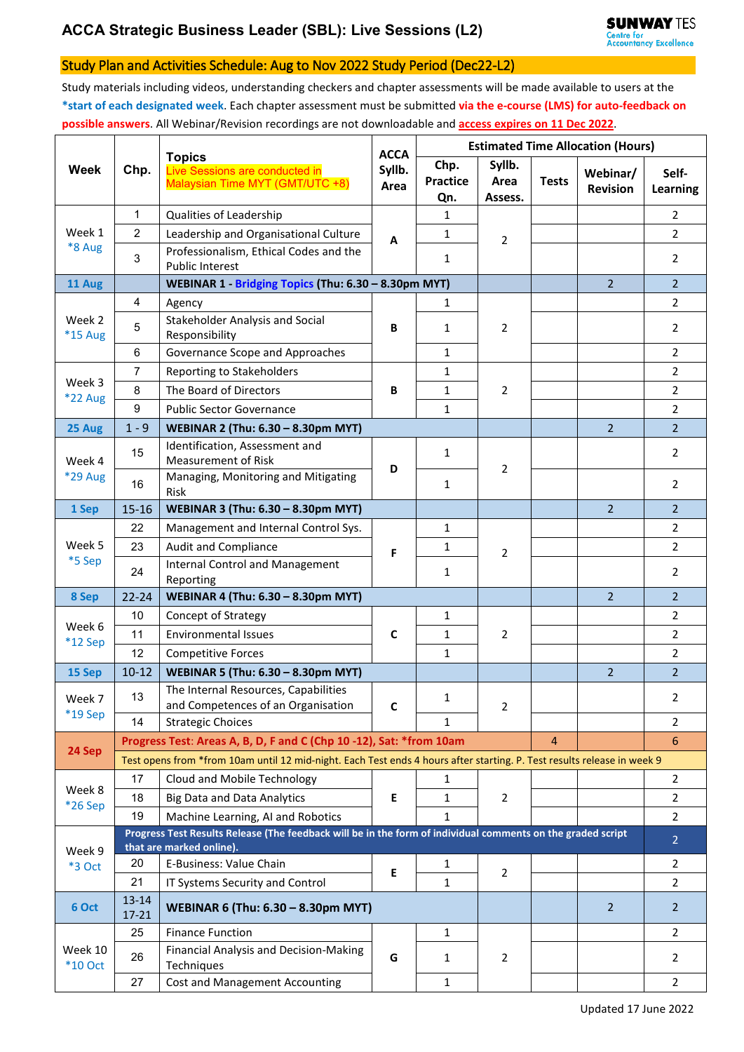# ACCA Strategic Business Leader (SBL): Live Sessions (L2)

## Study Plan and Activities Schedule: Aug to Nov 2022 Study Period (Dec22-L2)

Study materials including videos, understanding checkers and chapter assessments will be made available to users at the **\*start of each designated week**. Each chapter assessment must be submitted **via the e-course (LMS) for auto-feedback on possible answers**. All Webinar/Revision recordings are not downloadable and **access expires on 11 Dec 2022**.

| Week | Chp. | Topics<br>Live Sessions are conducted in Malaysian Time MYT (GMT/UTC +8) | ACCA Syllb. Area | Estimated Time Allocation (Hours) | | | | |
|---|---|---|---|---|---|---|---|---|
| | | | | Chp. Practice Qn. | Syllb. Area Assess. | Tests | Webinar/ Revision | Self-Learning |
| Week 1 *8 Aug | 1 | Qualities of Leadership | A | 1 | 2 | | | 2 |
| | 2 | Leadership and Organisational Culture | | 1 | | | | 2 |
| | 3 | Professionalism, Ethical Codes and the Public Interest | | 1 | | | | 2 |
| **11 Aug** | | **WEBINAR 1 - Bridging Topics (Thu: 6.30 – 8.30pm MYT)** | | | | | 2 | 2 |
| Week 2 *15 Aug | 4 | Agency | B | 1 | 2 | | | 2 |
| | 5 | Stakeholder Analysis and Social Responsibility | | 1 | | | | 2 |
| | 6 | Governance Scope and Approaches | | 1 | | | | 2 |
| Week 3 *22 Aug | 7 | Reporting to Stakeholders | B | 1 | 2 | | | 2 |
| | 8 | The Board of Directors | | 1 | | | | 2 |
| | 9 | Public Sector Governance | | 1 | | | | 2 |
| **25 Aug** | 1 - 9 | **WEBINAR 2 (Thu: 6.30 – 8.30pm MYT)** | | | | | 2 | 2 |
| Week 4 *29 Aug | 15 | Identification, Assessment and Measurement of Risk | D | 1 | 2 | | | 2 |
| | 16 | Managing, Monitoring and Mitigating Risk | | 1 | | | | 2 |
| **1 Sep** | 15-16 | **WEBINAR 3 (Thu: 6.30 – 8.30pm MYT)** | | | | | 2 | 2 |
| Week 5 *5 Sep | 22 | Management and Internal Control Sys. | F | 1 | 2 | | | 2 |
| | 23 | Audit and Compliance | | 1 | | | | 2 |
| | 24 | Internal Control and Management Reporting | | 1 | | | | 2 |
| **8 Sep** | 22-24 | **WEBINAR 4 (Thu: 6.30 – 8.30pm MYT)** | | | | | 2 | 2 |
| Week 6 *12 Sep | 10 | Concept of Strategy | C | 1 | 2 | | | 2 |
| | 11 | Environmental Issues | | 1 | | | | 2 |
| | 12 | Competitive Forces | | 1 | | | | 2 |
| **15 Sep** | 10-12 | **WEBINAR 5 (Thu: 6.30 – 8.30pm MYT)** | | | | | 2 | 2 |
| Week 7 *19 Sep | 13 | The Internal Resources, Capabilities and Competences of an Organisation | C | 1 | 2 | | | 2 |
| | 14 | Strategic Choices | | 1 | | | | 2 |
| **24 Sep** | **Progress Test: Areas A, B, D, F and C (Chp 10 -12), Sat: *from 10am** | | | | | 4 | | 6 |
| | Test opens from *from 10am until 12 mid-night. Each Test ends 4 hours after starting. P. Test results release in week 9 | | | | | | | |
| Week 8 *26 Sep | 17 | Cloud and Mobile Technology | E | 1 | 2 | | | 2 |
| | 18 | Big Data and Data Analytics | | 1 | | | | 2 |
| | 19 | Machine Learning, AI and Robotics | | 1 | | | | 2 |
| Week 9 *3 Oct | **Progress Test Results Release (The feedback will be in the form of individual comments on the graded script that are marked online).** | | | | | | | 2 |
| | 20 | E-Business: Value Chain | E | 1 | 2 | | | 2 |
| | 21 | IT Systems Security and Control | | 1 | | | | 2 |
| **6 Oct** | 13-14 17-21 | **WEBINAR 6 (Thu: 6.30 – 8.30pm MYT)** | | | | | 2 | 2 |
| Week 10 *10 Oct | 25 | Finance Function | G | 1 | 2 | | | 2 |
| | 26 | Financial Analysis and Decision-Making Techniques | | 1 | | | | 2 |
| | 27 | Cost and Management Accounting | | 1 | | | | 2 |

Updated 17 June 2022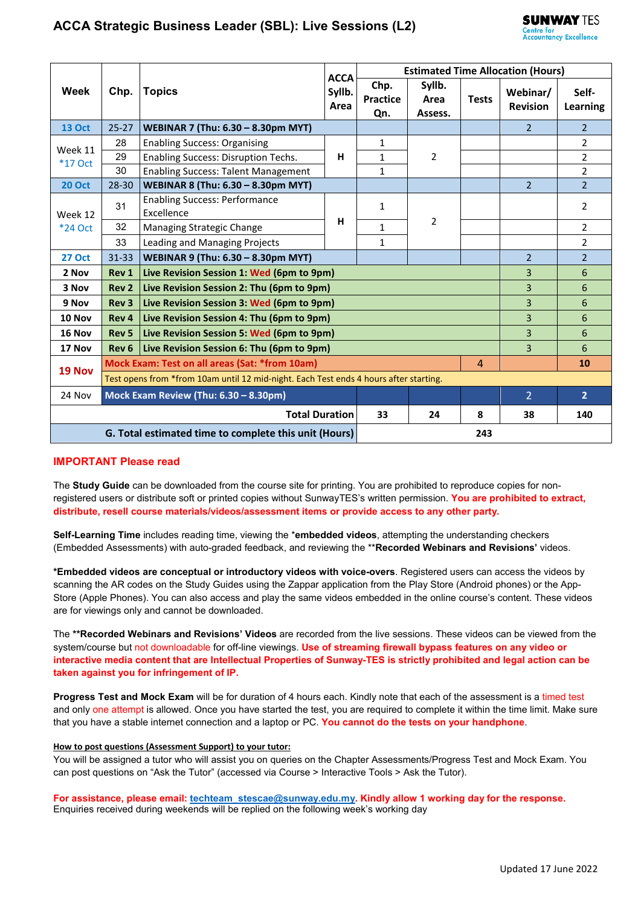# ACCA Strategic Business Leader (SBL): Live Sessions (L2)

| Week | Chp. | Topics | ACCA Syllb. Area | Estimated Time Allocation (Hours) | | | | |
|---|---|---|---|---|---|---|---|---|
| | | | | Chp. Practice Qn. | Syllb. Area Assess. | Tests | Webinar/ Revision | Self-Learning |
| 13 Oct | 25-27 | WEBINAR 7 (Thu: 6.30 – 8.30pm MYT) | | | | | 2 | 2 |
| Week 11 *17 Oct | 28 | Enabling Success: Organising | H | 1 | 2 | | | 2 |
| | 29 | Enabling Success: Disruption Techs. | | 1 | | | | 2 |
| | 30 | Enabling Success: Talent Management | | 1 | | | | 2 |
| 20 Oct | 28-30 | WEBINAR 8 (Thu: 6.30 – 8.30pm MYT) | | | | | 2 | 2 |
| Week 12 *24 Oct | 31 | Enabling Success: Performance Excellence | H | 1 | 2 | | | 2 |
| | 32 | Managing Strategic Change | | 1 | | | | 2 |
| | 33 | Leading and Managing Projects | | 1 | | | | 2 |
| 27 Oct | 31-33 | WEBINAR 9 (Thu: 6.30 – 8.30pm MYT) | | | | | 2 | 2 |
| 2 Nov | Rev 1 | Live Revision Session 1: Wed (6pm to 9pm) | | | | | 3 | 6 |
| 3 Nov | Rev 2 | Live Revision Session 2: Thu (6pm to 9pm) | | | | | 3 | 6 |
| 9 Nov | Rev 3 | Live Revision Session 3: Wed (6pm to 9pm) | | | | | 3 | 6 |
| 10 Nov | Rev 4 | Live Revision Session 4: Thu (6pm to 9pm) | | | | | 3 | 6 |
| 16 Nov | Rev 5 | Live Revision Session 5: Wed (6pm to 9pm) | | | | | 3 | 6 |
| 17 Nov | Rev 6 | Live Revision Session 6: Thu (6pm to 9pm) | | | | | 3 | 6 |
| 19 Nov | Mock Exam: Test on all areas (Sat: *from 10am) | | | | | 4 | | 10 |
| | Test opens from *from 10am until 12 mid-night. Each Test ends 4 hours after starting. | | | | | | | |
| 24 Nov | Mock Exam Review (Thu: 6.30 – 8.30pm) | | | | | | 2 | 2 |
| | | | Total Duration | 33 | 24 | 8 | 38 | 140 |
| | | | G. Total estimated time to complete this unit (Hours) | 243 | | | | |

## IMPORTANT Please read

The **Study Guide** can be downloaded from the course site for printing. You are prohibited to reproduce copies for non-registered users or distribute soft or printed copies without SunwayTES's written permission. **You are prohibited to extract, distribute, resell course materials/videos/assessment items or provide access to any other party.**

**Self-Learning Time** includes reading time, viewing the ***embedded videos**, attempting the understanding checkers (Embedded Assessments) with auto-graded feedback, and reviewing the ****Recorded Webinars and Revisions'** videos.

***Embedded videos are conceptual or introductory videos with voice-overs**. Registered users can access the videos by scanning the AR codes on the Study Guides using the Zappar application from the Play Store (Android phones) or the App-Store (Apple Phones). You can also access and play the same videos embedded in the online course's content. These videos are for viewings only and cannot be downloaded.

The ****Recorded Webinars and Revisions' Videos** are recorded from the live sessions. These videos can be viewed from the system/course but not downloadable for off-line viewings. **Use of streaming firewall bypass features on any video or interactive media content that are Intellectual Properties of Sunway-TES is strictly prohibited and legal action can be taken against you for infringement of IP.**

**Progress Test and Mock Exam** will be for duration of 4 hours each. Kindly note that each of the assessment is a timed test and only one attempt is allowed. Once you have started the test, you are required to complete it within the time limit. Make sure that you have a stable internet connection and a laptop or PC. **You cannot do the tests on your handphone**.

**How to post questions (Assessment Support) to your tutor:**

You will be assigned a tutor who will assist you on queries on the Chapter Assessments/Progress Test and Mock Exam. You can post questions on "Ask the Tutor" (accessed via Course > Interactive Tools > Ask the Tutor).

**For assistance, please email: techteam_stescae@sunway.edu.my. Kindly allow 1 working day for the response.**
Enquiries received during weekends will be replied on the following week's working day

Updated 17 June 2022